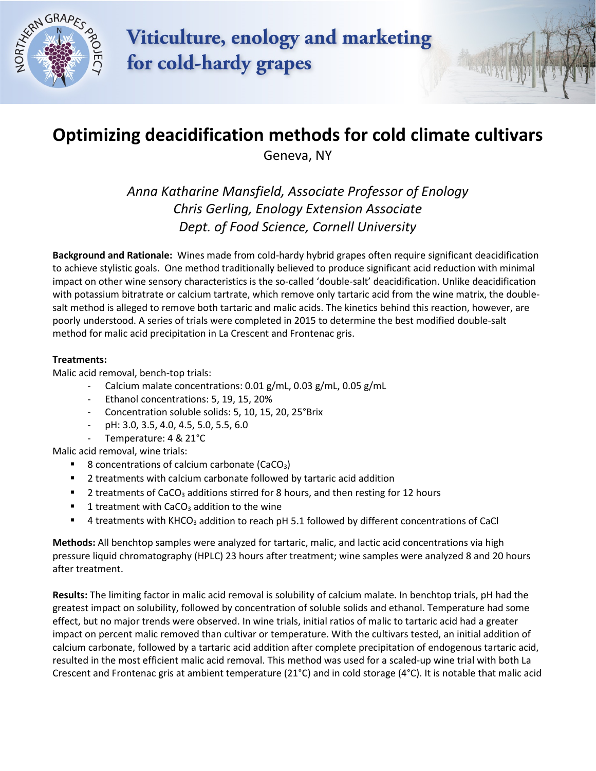Viticulture, enology and marketing for cold-hardy grapes

# Optimizing deacidification methods for cold climate cultivars

Geneva, NY

*Anna Katharine Mansfield, Associate Professor of Enology*
*Chris Gerling, Enology Extension Associate*
*Dept. of Food Science, Cornell University*

**Background and Rationale:** Wines made from cold-hardy hybrid grapes often require significant deacidification to achieve stylistic goals. One method traditionally believed to produce significant acid reduction with minimal impact on other wine sensory characteristics is the so-called 'double-salt' deacidification. Unlike deacidification with potassium bitratrate or calcium tartrate, which remove only tartaric acid from the wine matrix, the double-salt method is alleged to remove both tartaric and malic acids. The kinetics behind this reaction, however, are poorly understood. A series of trials were completed in 2015 to determine the best modified double-salt method for malic acid precipitation in La Crescent and Frontenac gris.

**Treatments:**

Malic acid removal, bench-top trials:

- Calcium malate concentrations: 0.01 g/mL, 0.03 g/mL, 0.05 g/mL
- Ethanol concentrations: 5, 19, 15, 20%
- Concentration soluble solids: 5, 10, 15, 20, 25°Brix
- pH: 3.0, 3.5, 4.0, 4.5, 5.0, 5.5, 6.0
- Temperature: 4 & 21°C

Malic acid removal, wine trials:

- 8 concentrations of calcium carbonate ($CaCO_3$)
- 2 treatments with calcium carbonate followed by tartaric acid addition
- 2 treatments of $CaCO_3$ additions stirred for 8 hours, and then resting for 12 hours
- 1 treatment with $CaCO_3$ addition to the wine
- 4 treatments with $KHCO_3$ addition to reach pH 5.1 followed by different concentrations of CaCl

**Methods:** All benchtop samples were analyzed for tartaric, malic, and lactic acid concentrations via high pressure liquid chromatography (HPLC) 23 hours after treatment; wine samples were analyzed 8 and 20 hours after treatment.

**Results:** The limiting factor in malic acid removal is solubility of calcium malate. In benchtop trials, pH had the greatest impact on solubility, followed by concentration of soluble solids and ethanol. Temperature had some effect, but no major trends were observed. In wine trials, initial ratios of malic to tartaric acid had a greater impact on percent malic removed than cultivar or temperature. With the cultivars tested, an initial addition of calcium carbonate, followed by a tartaric acid addition after complete precipitation of endogenous tartaric acid, resulted in the most efficient malic acid removal. This method was used for a scaled-up wine trial with both La Crescent and Frontenac gris at ambient temperature (21°C) and in cold storage (4°C). It is notable that malic acid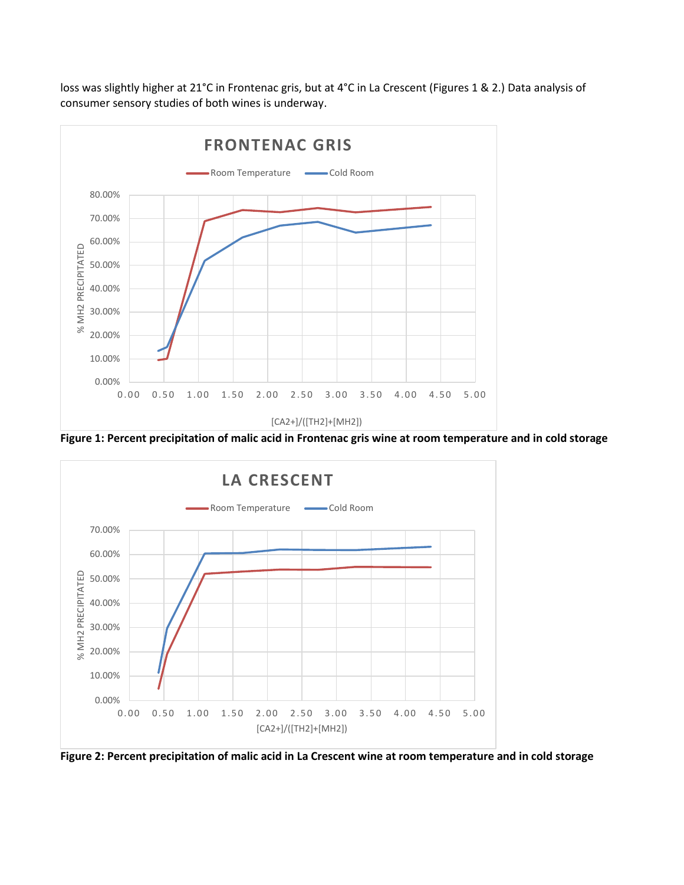loss was slightly higher at 21°C in Frontenac gris, but at 4°C in La Crescent (Figures 1 & 2.) Data analysis of consumer sensory studies of both wines is underway.

**Figure 1: Percent precipitation of malic acid in Frontenac gris wine at room temperature and in cold storage**

**Figure 2: Percent precipitation of malic acid in La Crescent wine at room temperature and in cold storage**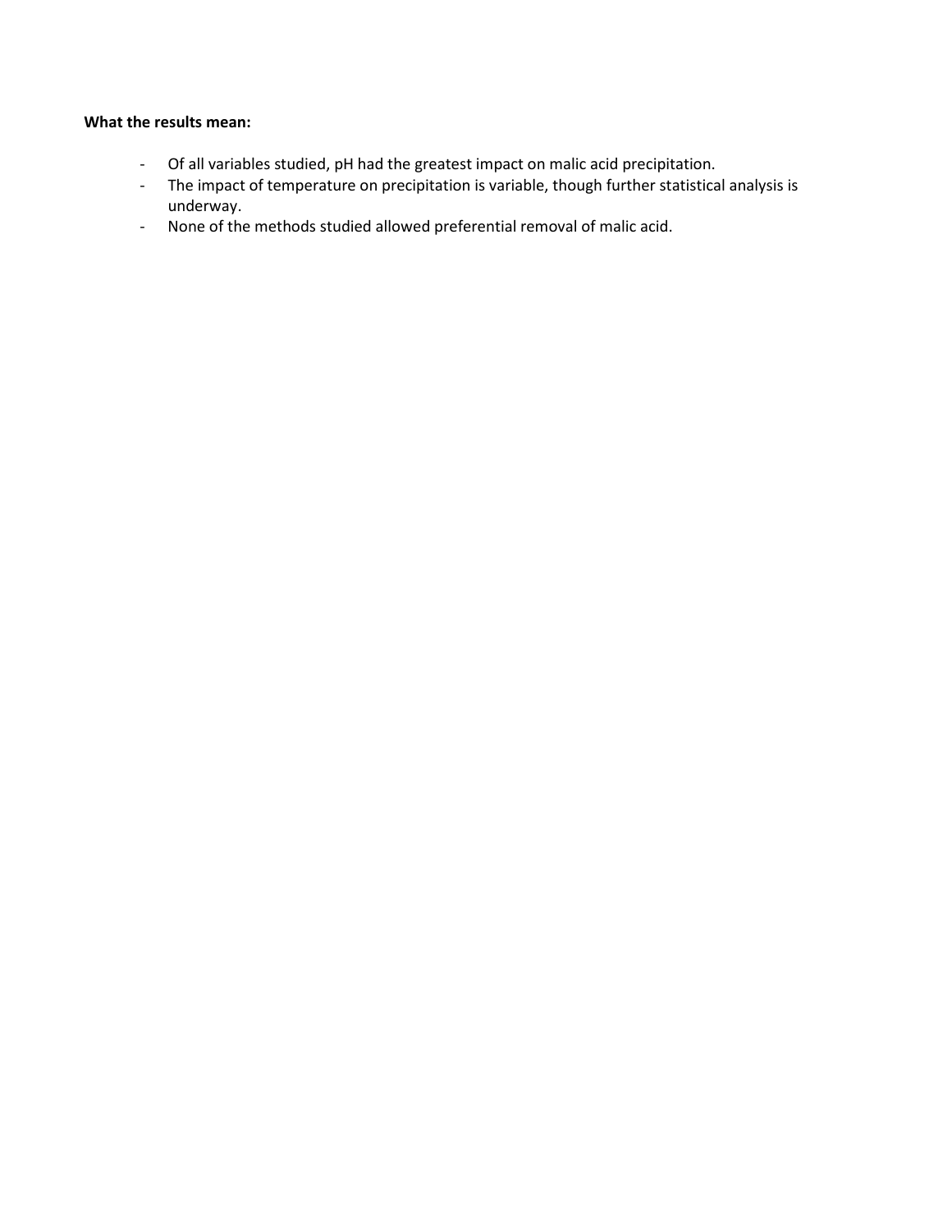**What the results mean:**

- Of all variables studied, pH had the greatest impact on malic acid precipitation.
- The impact of temperature on precipitation is variable, though further statistical analysis is underway.
- None of the methods studied allowed preferential removal of malic acid.